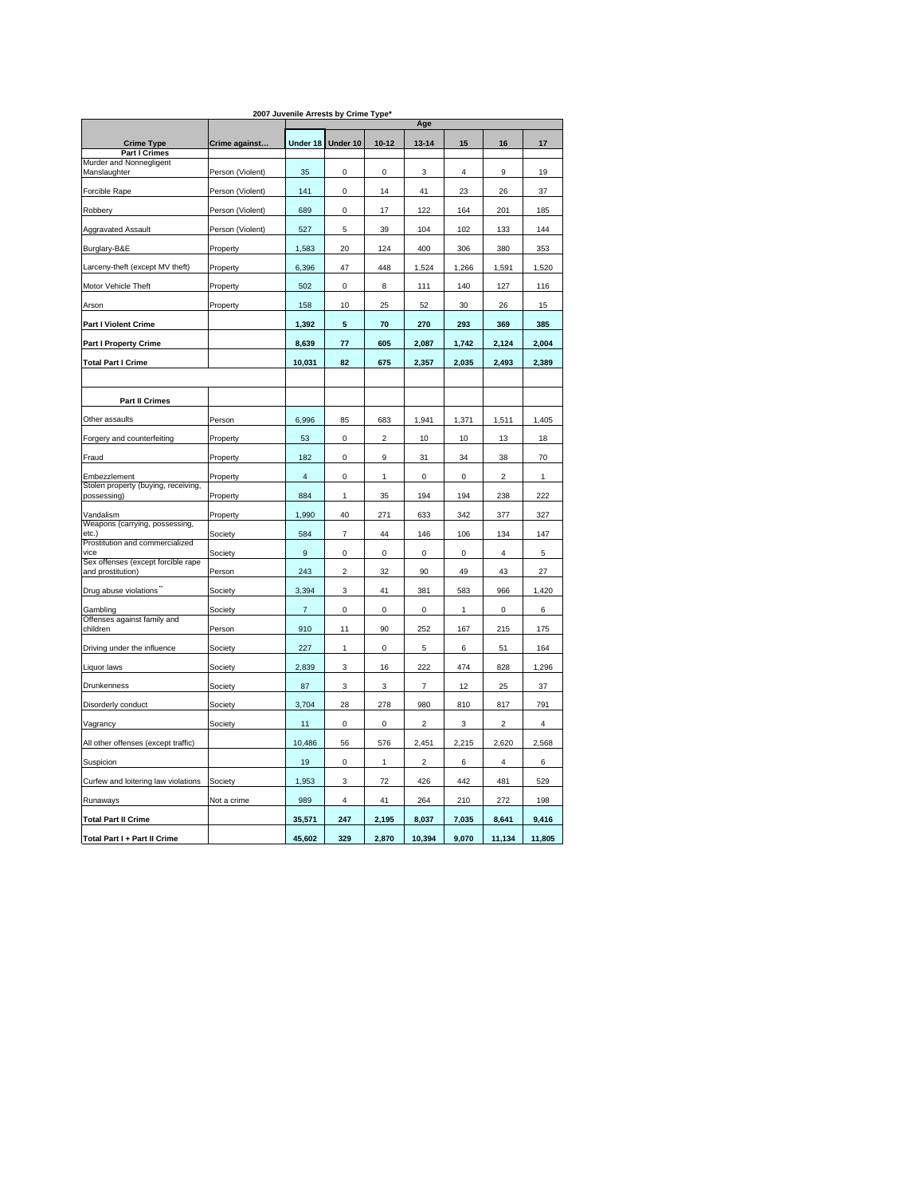**2007 Juvenile Arrests by Crime Type***

| Crime Type | Crime against… | Age | | | | | | |
|---|---|---|---|---|---|---|---|---|
| | | Under 18 | Under 10 | 10-12 | 13-14 | 15 | 16 | 17 |
| **Part I Crimes** | | | | | | | | |
| Murder and Nonnegligent Manslaughter | Person (Violent) | 35 | 0 | 0 | 3 | 4 | 9 | 19 |
| Forcible Rape | Person (Violent) | 141 | 0 | 14 | 41 | 23 | 26 | 37 |
| Robbery | Person (Violent) | 689 | 0 | 17 | 122 | 164 | 201 | 185 |
| Aggravated Assault | Person (Violent) | 527 | 5 | 39 | 104 | 102 | 133 | 144 |
| Burglary-B&E | Property | 1,583 | 20 | 124 | 400 | 306 | 380 | 353 |
| Larceny-theft (except MV theft) | Property | 6,396 | 47 | 448 | 1,524 | 1,266 | 1,591 | 1,520 |
| Motor Vehicle Theft | Property | 502 | 0 | 8 | 111 | 140 | 127 | 116 |
| Arson | Property | 158 | 10 | 25 | 52 | 30 | 26 | 15 |
| **Part I Violent Crime** | | **1,392** | **5** | **70** | **270** | **293** | **369** | **385** |
| **Part I Property Crime** | | **8,639** | **77** | **605** | **2,087** | **1,742** | **2,124** | **2,004** |
| **Total Part I Crime** | | **10,031** | **82** | **675** | **2,357** | **2,035** | **2,493** | **2,389** |
| | | | | | | | | |
| **Part II Crimes** | | | | | | | | |
| Other assaults | Person | 6,996 | 85 | 683 | 1,941 | 1,371 | 1,511 | 1,405 |
| Forgery and counterfeiting | Property | 53 | 0 | 2 | 10 | 10 | 13 | 18 |
| Fraud | Property | 182 | 0 | 9 | 31 | 34 | 38 | 70 |
| Embezzlement | Property | 4 | 0 | 1 | 0 | 0 | 2 | 1 |
| Stolen property (buying, receiving, possessing) | Property | 884 | 1 | 35 | 194 | 194 | 238 | 222 |
| Vandalism | Property | 1,990 | 40 | 271 | 633 | 342 | 377 | 327 |
| Weapons (carrying, possessing, etc.) | Society | 584 | 7 | 44 | 146 | 106 | 134 | 147 |
| Prostitution and commercialized vice | Society | 9 | 0 | 0 | 0 | 0 | 4 | 5 |
| Sex offenses (except forcible rape and prostitution) | Person | 243 | 2 | 32 | 90 | 49 | 43 | 27 |
| Drug abuse violations** | Society | 3,394 | 3 | 41 | 381 | 583 | 966 | 1,420 |
| Gambling | Society | 7 | 0 | 0 | 0 | 1 | 0 | 6 |
| Offenses against family and children | Person | 910 | 11 | 90 | 252 | 167 | 215 | 175 |
| Driving under the influence | Society | 227 | 1 | 0 | 5 | 6 | 51 | 164 |
| Liquor laws | Society | 2,839 | 3 | 16 | 222 | 474 | 828 | 1,296 |
| Drunkenness | Society | 87 | 3 | 3 | 7 | 12 | 25 | 37 |
| Disorderly conduct | Society | 3,704 | 28 | 278 | 980 | 810 | 817 | 791 |
| Vagrancy | Society | 11 | 0 | 0 | 2 | 3 | 2 | 4 |
| All other offenses (except traffic) | | 10,486 | 56 | 576 | 2,451 | 2,215 | 2,620 | 2,568 |
| Suspicion | | 19 | 0 | 1 | 2 | 6 | 4 | 6 |
| Curfew and loitering law violations | Society | 1,953 | 3 | 72 | 426 | 442 | 481 | 529 |
| Runaways | Not a crime | 989 | 4 | 41 | 264 | 210 | 272 | 198 |
| **Total Part II Crime** | | **35,571** | **247** | **2,195** | **8,037** | **7,035** | **8,641** | **9,416** |
| **Total Part I + Part II Crime** | | **45,602** | **329** | **2,870** | **10,394** | **9,070** | **11,134** | **11,805** |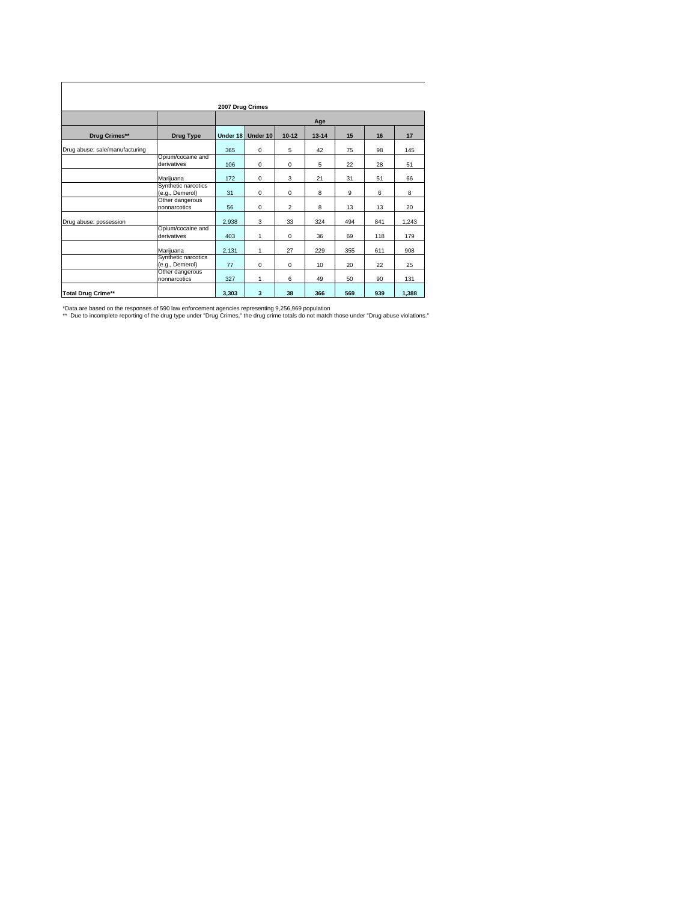**2007 Drug Crimes**

| | | Age | | | | | | |
|---|---|---|---|---|---|---|---|---|
| **Drug Crimes**** | **Drug Type** | **Under 18** | **Under 10** | **10-12** | **13-14** | **15** | **16** | **17** |
| Drug abuse: sale/manufacturing | | 365 | 0 | 5 | 42 | 75 | 98 | 145 |
| | Opium/cocaine and derivatives | 106 | 0 | 0 | 5 | 22 | 28 | 51 |
| | Marijuana | 172 | 0 | 3 | 21 | 31 | 51 | 66 |
| | Synthetic narcotics (e.g., Demerol) | 31 | 0 | 0 | 8 | 9 | 6 | 8 |
| | Other dangerous nonnarcotics | 56 | 0 | 2 | 8 | 13 | 13 | 20 |
| Drug abuse: possession | | 2,938 | 3 | 33 | 324 | 494 | 841 | 1,243 |
| | Opium/cocaine and derivatives | 403 | 1 | 0 | 36 | 69 | 118 | 179 |
| | Marijuana | 2,131 | 1 | 27 | 229 | 355 | 611 | 908 |
| | Synthetic narcotics (e.g., Demerol) | 77 | 0 | 0 | 10 | 20 | 22 | 25 |
| | Other dangerous nonnarcotics | 327 | 1 | 6 | 49 | 50 | 90 | 131 |
| **Total Drug Crime**** | | **3,303** | **3** | **38** | **366** | **569** | **939** | **1,388** |

*Data are based on the responses of 590 law enforcement agencies representing 9,256,969 population

** Due to incomplete reporting of the drug type under "Drug Crimes," the drug crime totals do not match those under "Drug abuse violations."